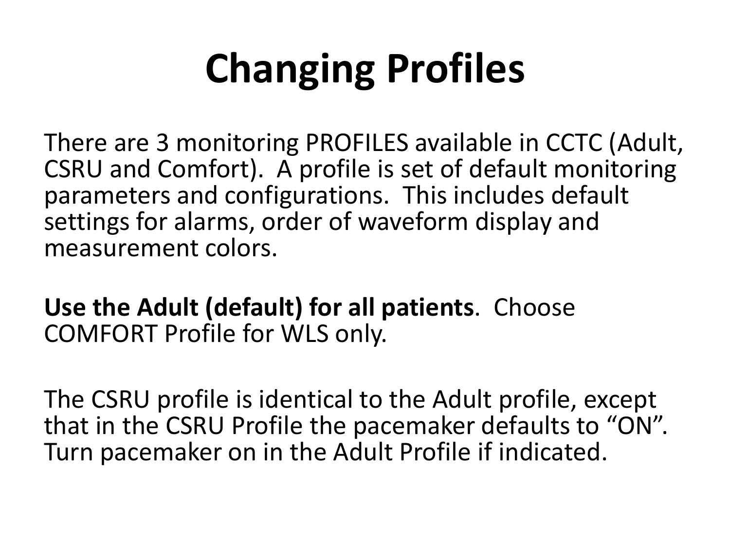# Changing Profiles

There are 3 monitoring PROFILES available in CCTC (Adult, CSRU and Comfort). A profile is set of default monitoring parameters and configurations. This includes default settings for alarms, order of waveform display and measurement colors.

**Use the Adult (default) for all patients**. Choose COMFORT Profile for WLS only.

The CSRU profile is identical to the Adult profile, except that in the CSRU Profile the pacemaker defaults to "ON". Turn pacemaker on in the Adult Profile if indicated.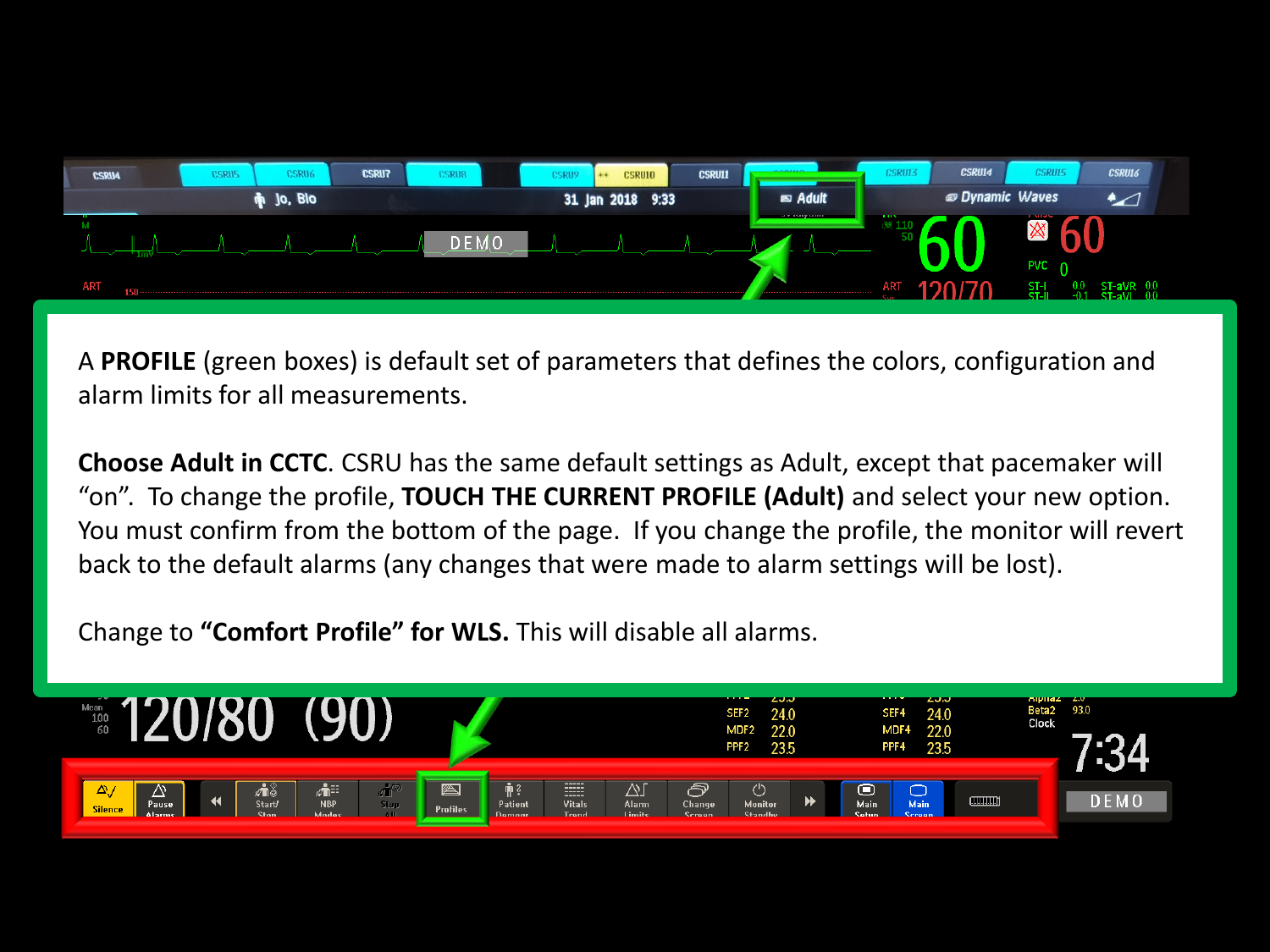A **PROFILE** (green boxes) is default set of parameters that defines the colors, configuration and alarm limits for all measurements.

**Choose Adult in CCTC**. CSRU has the same default settings as Adult, except that pacemaker will "on". To change the profile, **TOUCH THE CURRENT PROFILE (Adult)** and select your new option. You must confirm from the bottom of the page. If you change the profile, the monitor will revert back to the default alarms (any changes that were made to alarm settings will be lost).

Change to **"Comfort Profile" for WLS.** This will disable all alarms.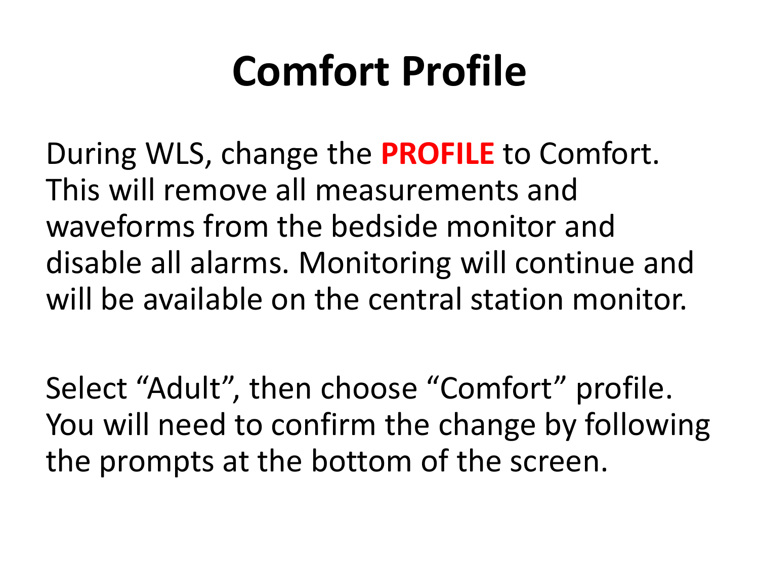# Comfort Profile

During WLS, change the **PROFILE** to Comfort. This will remove all measurements and waveforms from the bedside monitor and disable all alarms. Monitoring will continue and will be available on the central station monitor.

Select “Adult”, then choose “Comfort” profile. You will need to confirm the change by following the prompts at the bottom of the screen.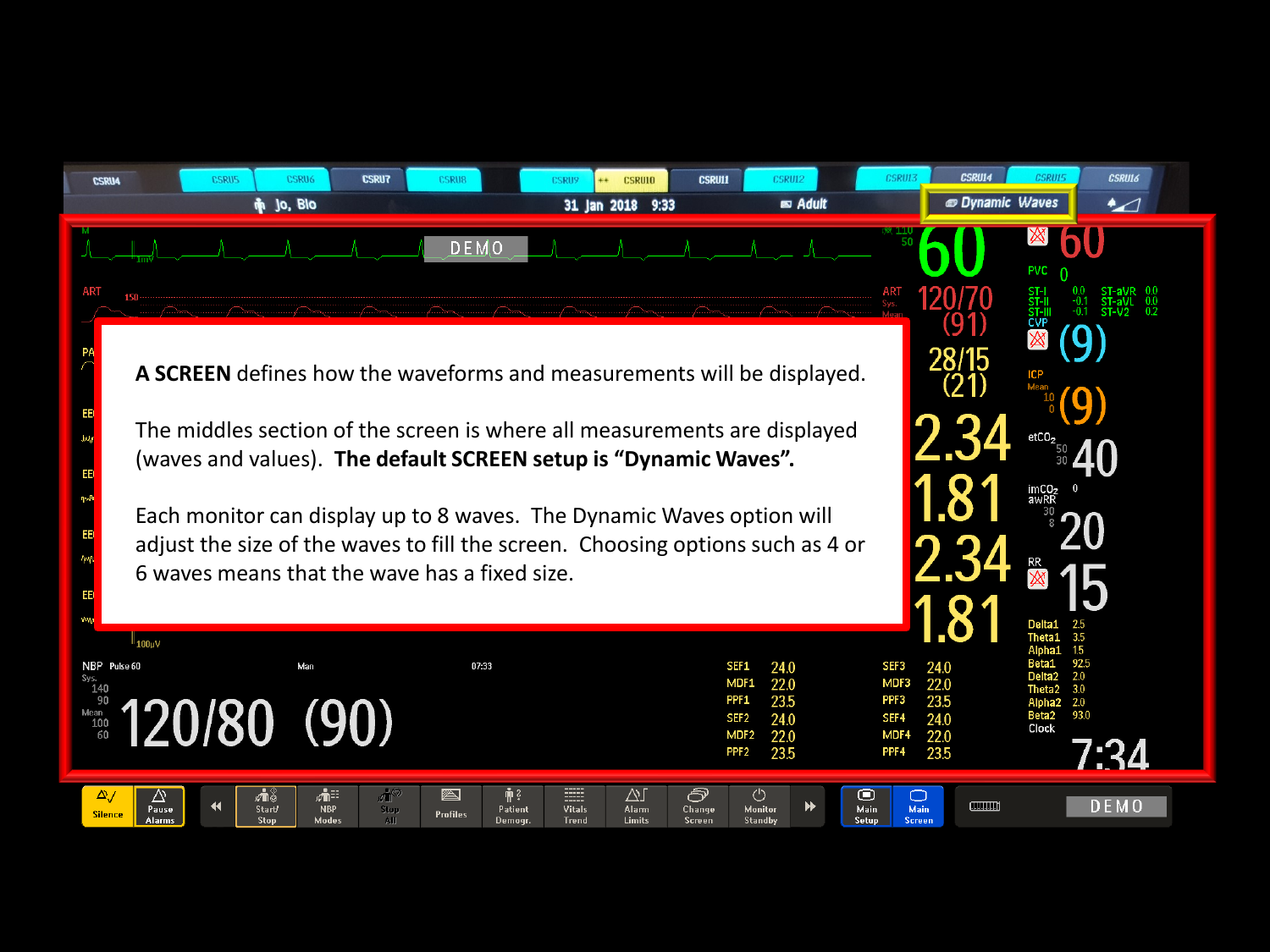**A SCREEN** defines how the waveforms and measurements will be displayed.

The middles section of the screen is where all measurements are displayed (waves and values). **The default SCREEN setup is "Dynamic Waves".**

Each monitor can display up to 8 waves. The Dynamic Waves option will adjust the size of the waves to fill the screen. Choosing options such as 4 or 6 waves means that the wave has a fixed size.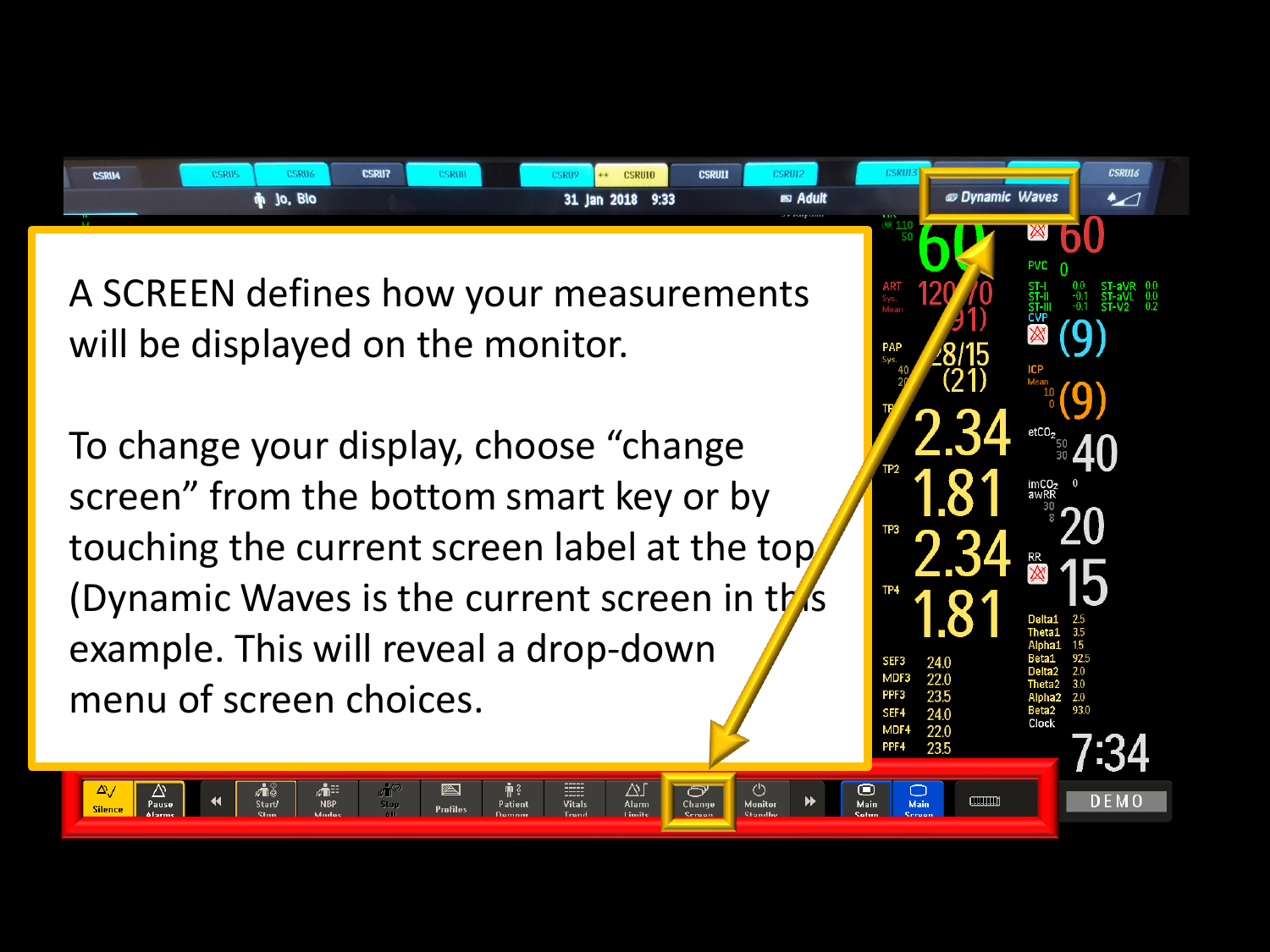A SCREEN defines how your measurements will be displayed on the monitor.

To change your display, choose “change screen” from the bottom smart key or by touching the current screen label at the top (Dynamic Waves is the current screen in this example. This will reveal a drop-down menu of screen choices.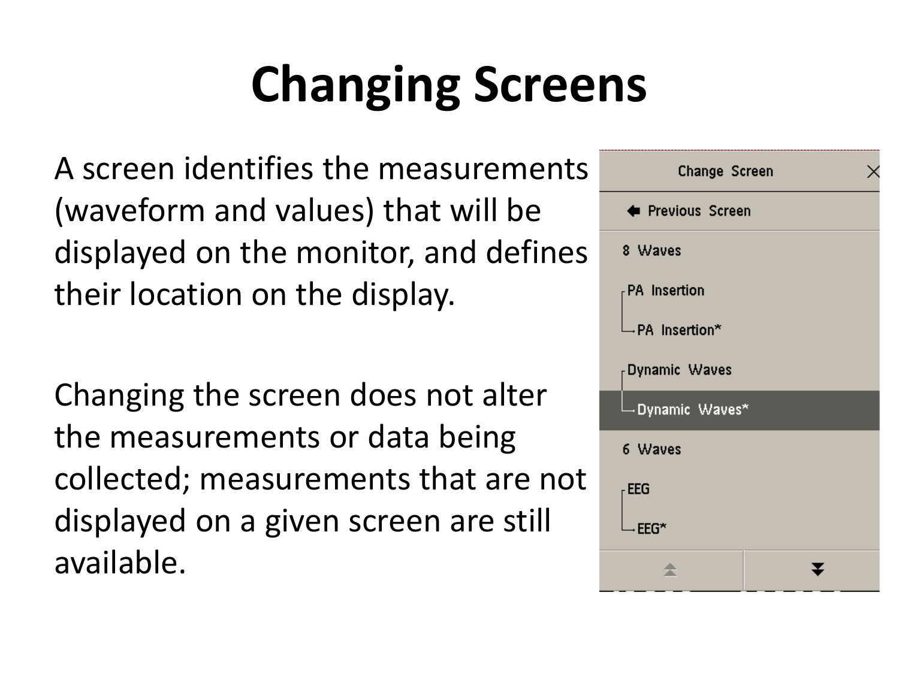# Changing Screens

A screen identifies the measurements (waveform and values) that will be displayed on the monitor, and defines their location on the display.

Changing the screen does not alter the measurements or data being collected; measurements that are not displayed on a given screen are still available.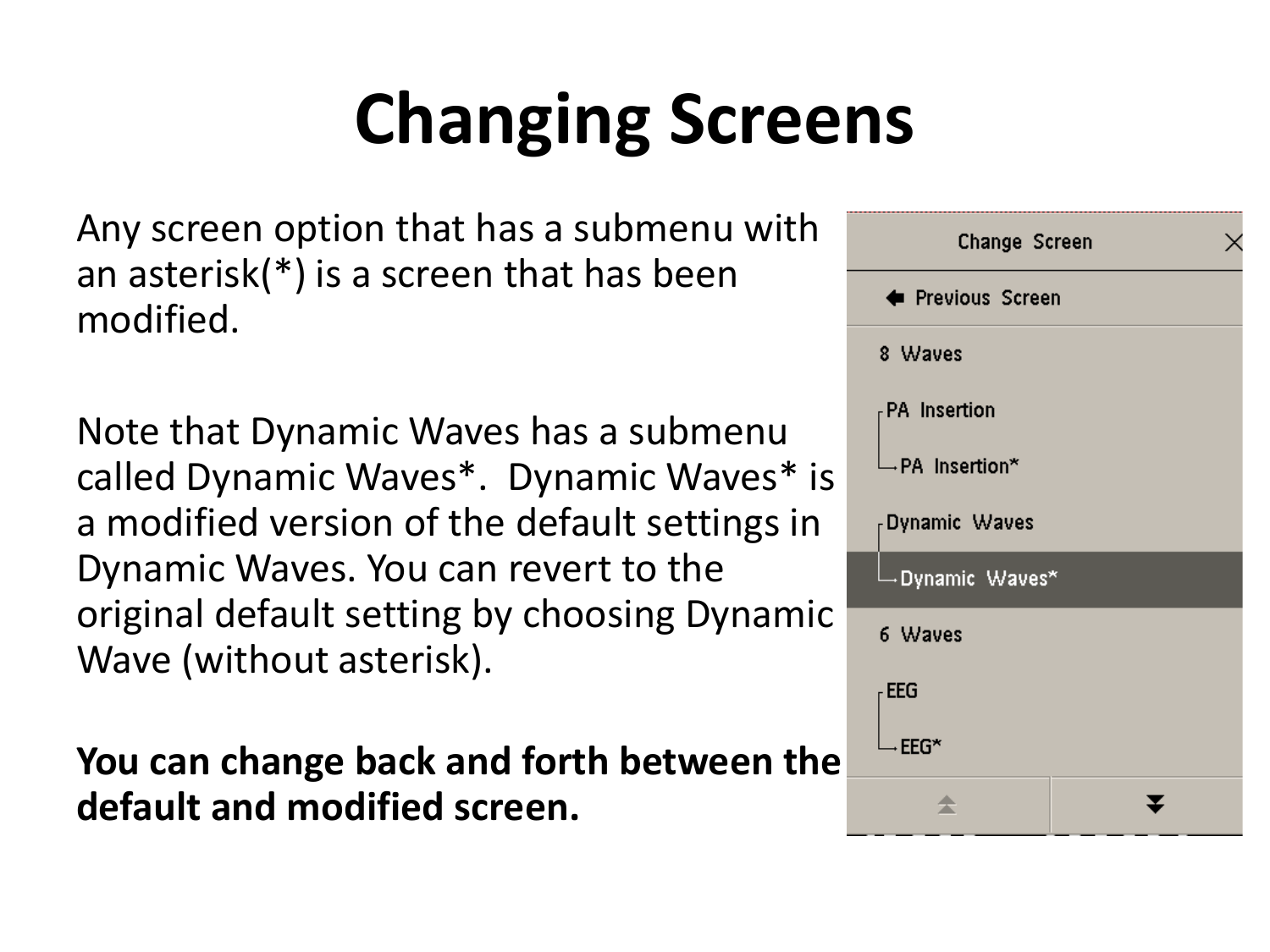# Changing Screens

Any screen option that has a submenu with an asterisk(*) is a screen that has been modified.

Note that Dynamic Waves has a submenu called Dynamic Waves*. Dynamic Waves* is a modified version of the default settings in Dynamic Waves. You can revert to the original default setting by choosing Dynamic Wave (without asterisk).

**You can change back and forth between the default and modified screen.**

Change Screen

Previous Screen

8 Waves

PA Insertion

PA Insertion*

Dynamic Waves

Dynamic Waves*

6 Waves

EEG

EEG*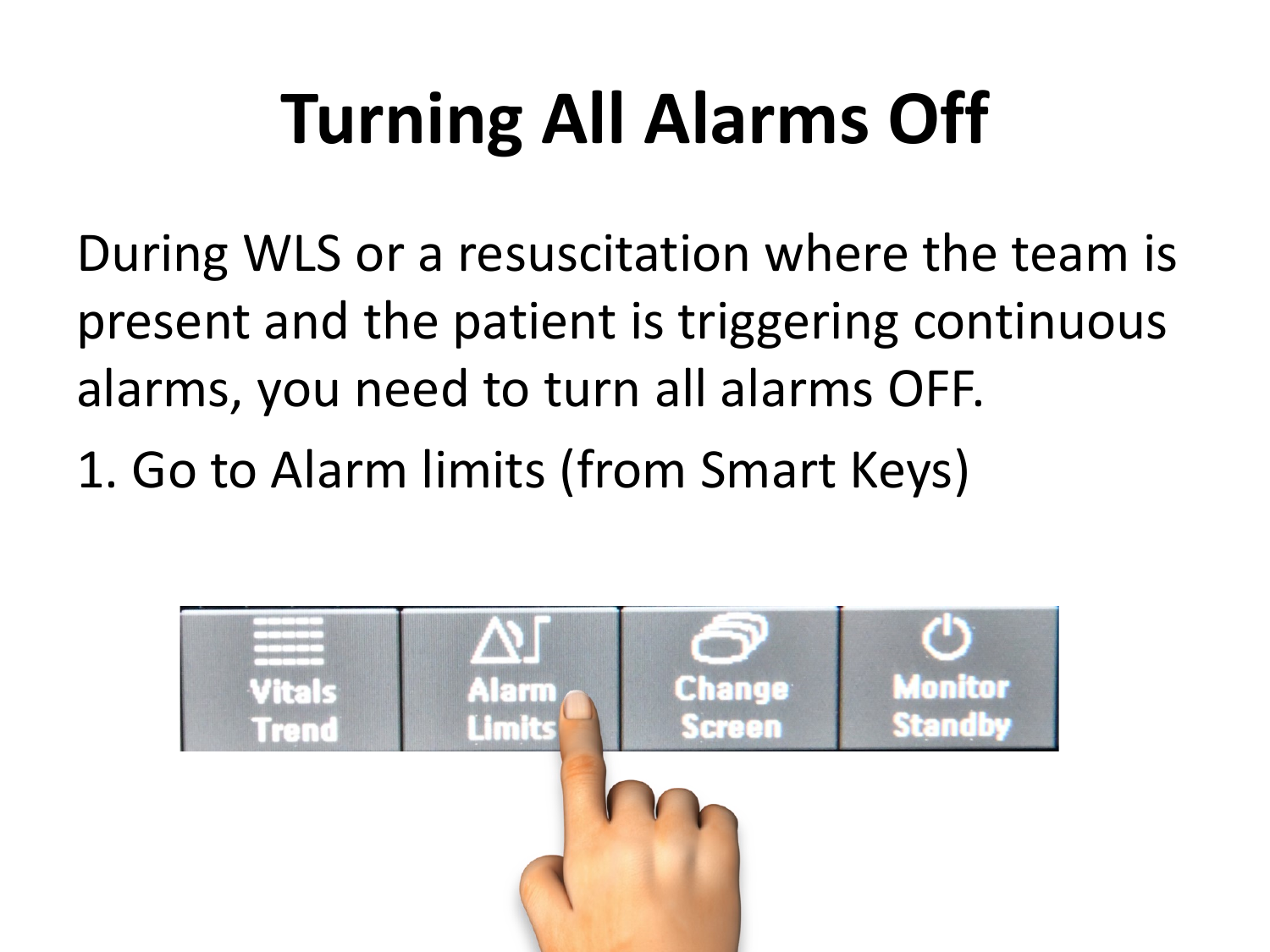# Turning All Alarms Off

During WLS or a resuscitation where the team is present and the patient is triggering continuous alarms, you need to turn all alarms OFF.

1. Go to Alarm limits (from Smart Keys)

| Vitals Trend | Alarm Limits | Change Screen | Monitor Standby |
|---|---|---|---|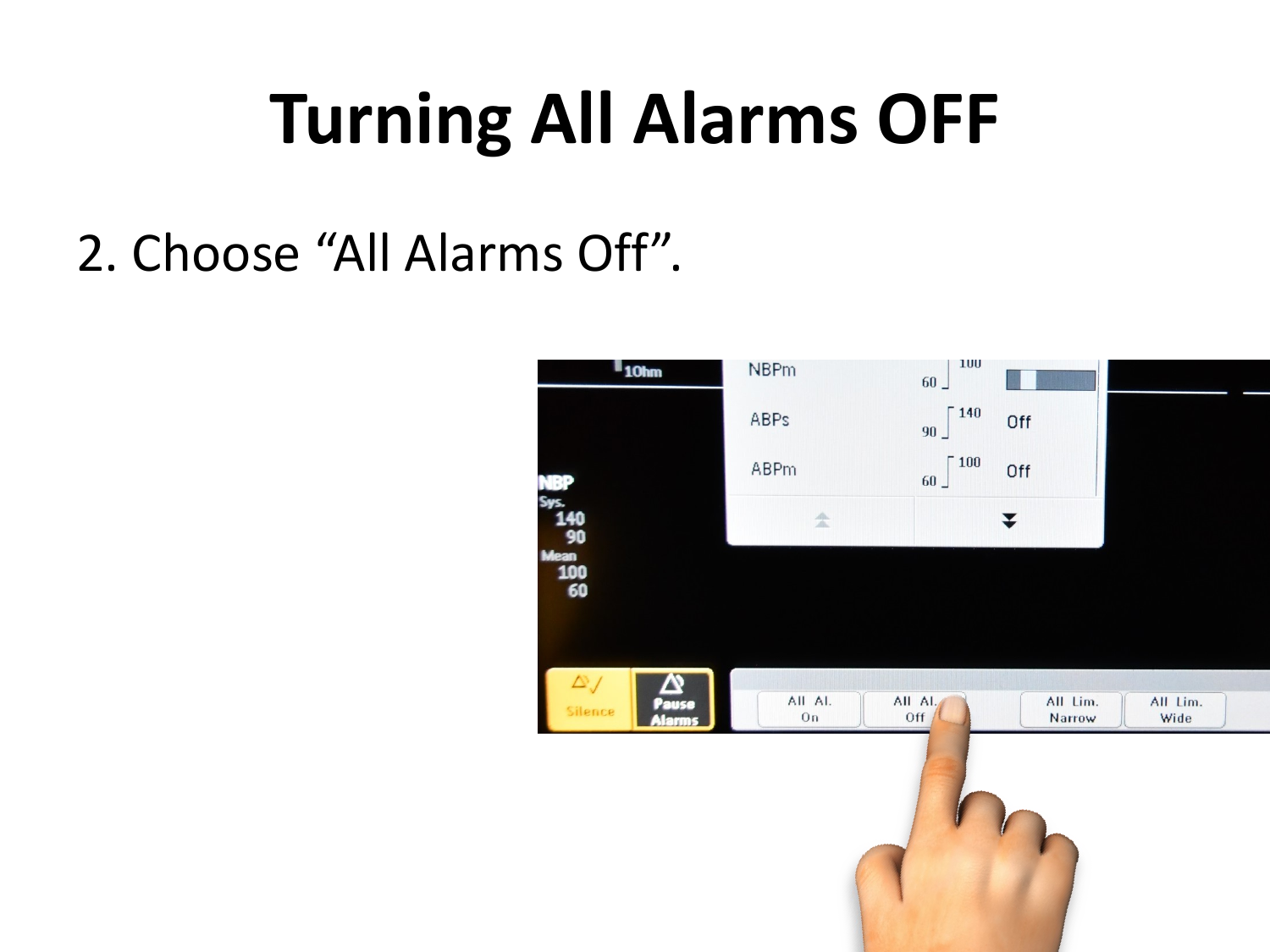# Turning All Alarms OFF

2. Choose “All Alarms Off”.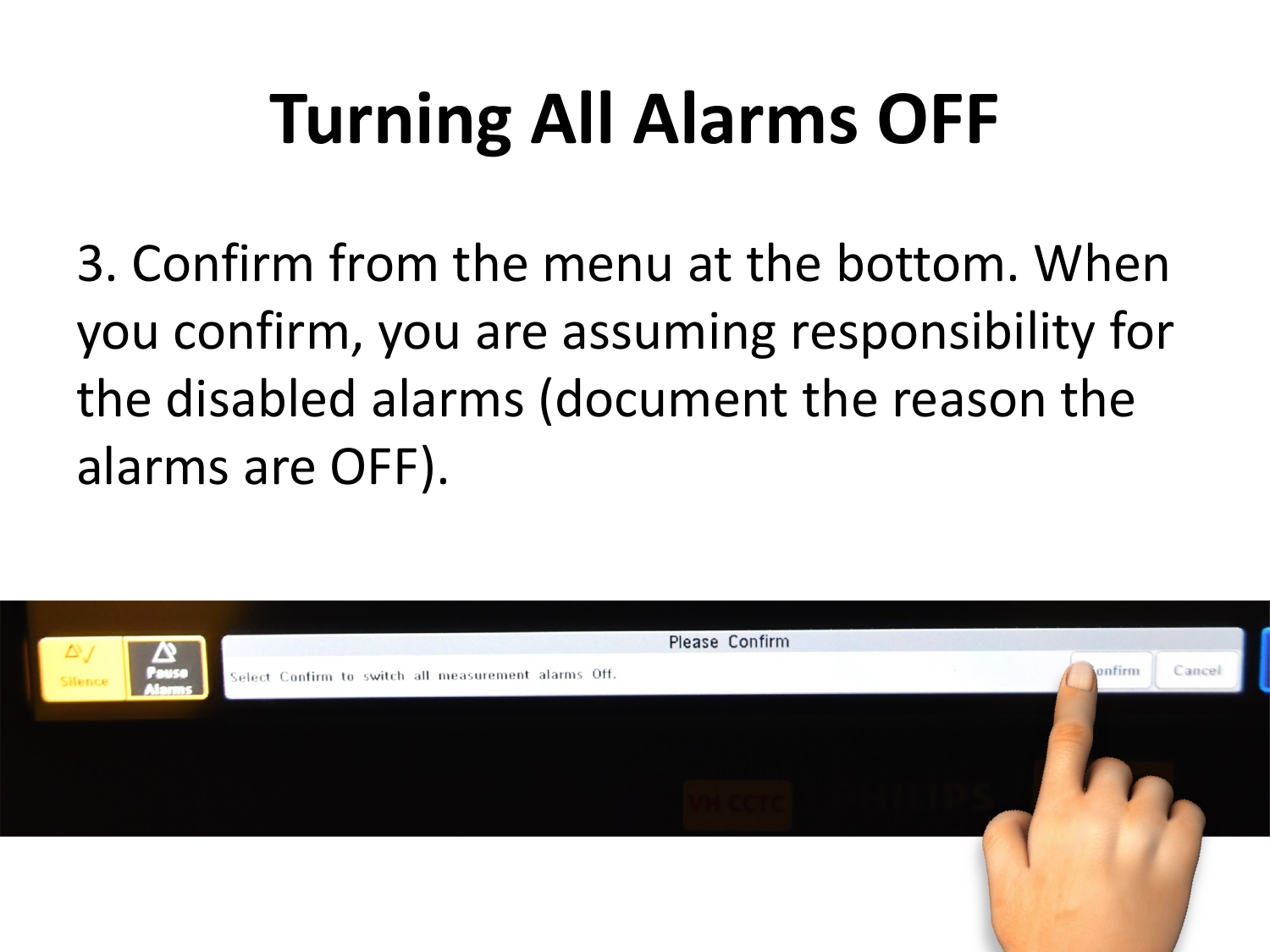# Turning All Alarms OFF

3. Confirm from the menu at the bottom. When you confirm, you are assuming responsibility for the disabled alarms (document the reason the alarms are OFF).